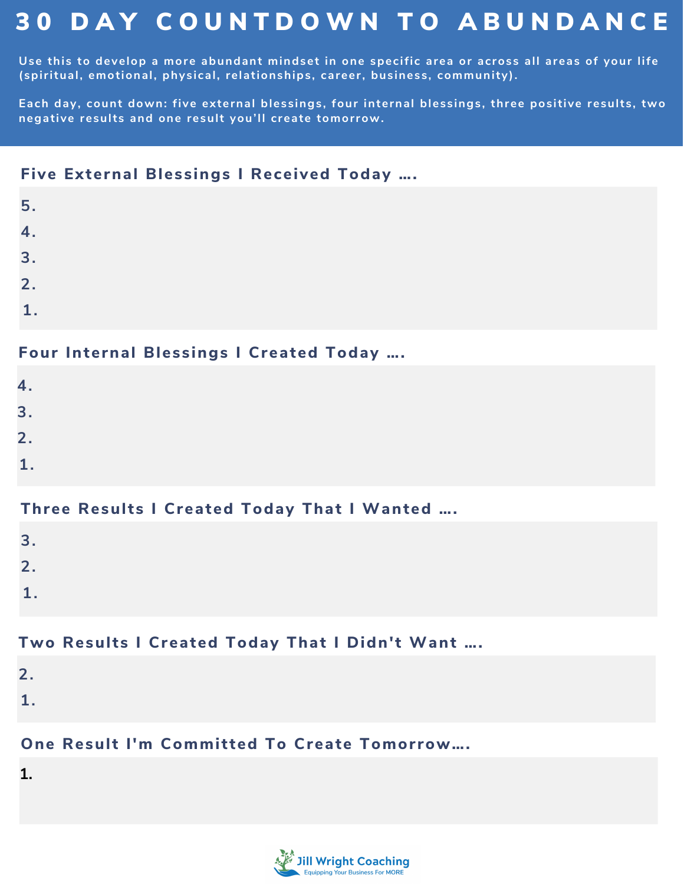# 30 DAY COUNTDOWN TO ABUNDANCE

Use this to develop a more abundant mindset in one specific area or across all areas of your life (spiritual, emotional, physical, relationships, career, business, community).

Each day, count down: five external blessings, four internal blessings, three positive results, two negative results and one result you'll create tomorrow.

## Five External Blessings I Received Today ….

5.

4.

3.

2.

1.

## Four Internal Blessings I Created Today ….

4.

3.

2.

1.

## Three Results I Created Today That I Wanted ….

3.

2.

1.

## Two Results I Created Today That I Didn't Want ….

2.

1.

## One Result I'm Committed To Create Tomorrow….

1.

Jill Wright Coaching
Equipping Your Business For MORE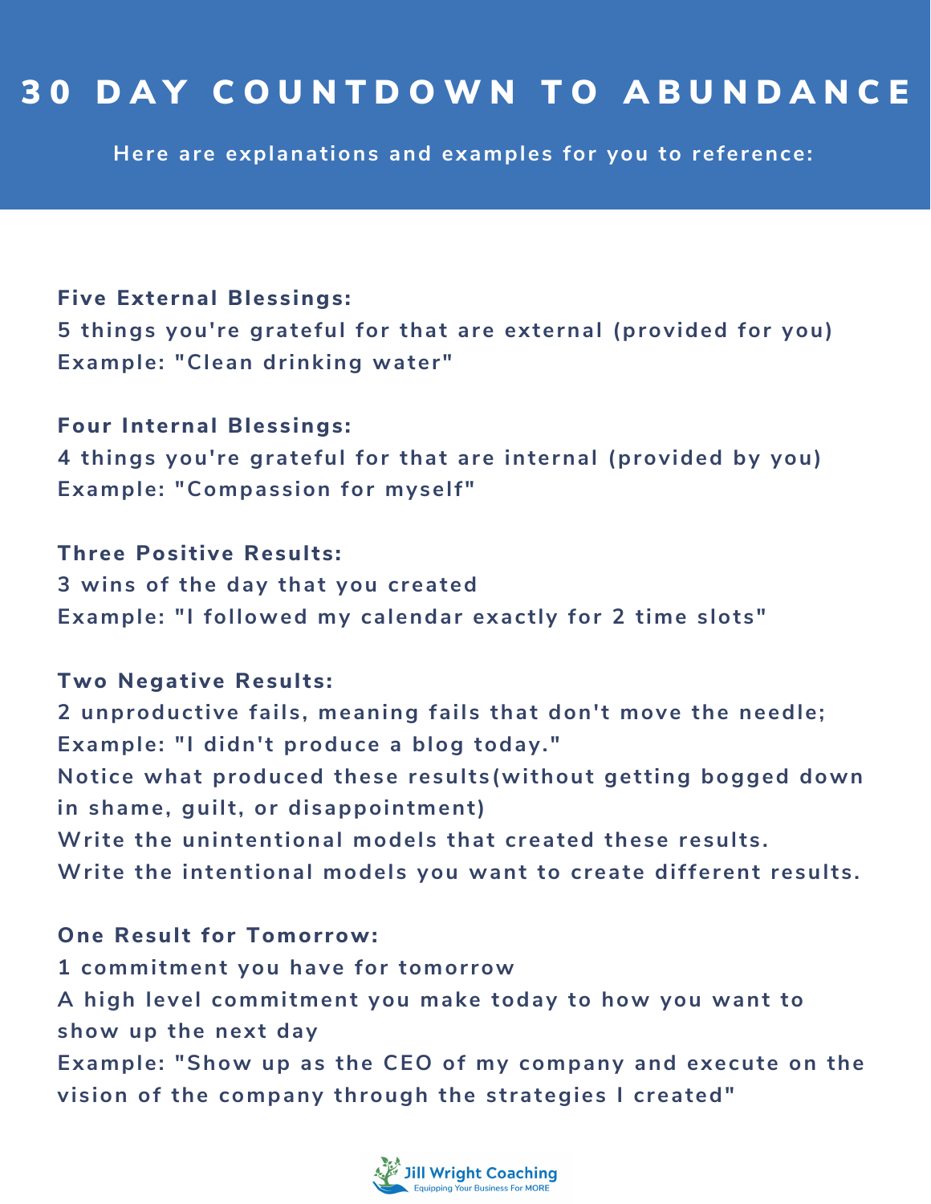# 30 DAY COUNTDOWN TO ABUNDANCE

**Here are explanations and examples for you to reference:**

**Five External Blessings:**
5 things you're grateful for that are external (provided for you)
Example: "Clean drinking water"

**Four Internal Blessings:**
4 things you're grateful for that are internal (provided by you)
Example: "Compassion for myself"

**Three Positive Results:**
3 wins of the day that you created
Example: "I followed my calendar exactly for 2 time slots"

**Two Negative Results:**
2 unproductive fails, meaning fails that don't move the needle;
Example: "I didn't produce a blog today."
Notice what produced these results(without getting bogged down in shame, guilt, or disappointment)
Write the unintentional models that created these results.
Write the intentional models you want to create different results.

**One Result for Tomorrow:**
1 commitment you have for tomorrow
A high level commitment you make today to how you want to show up the next day
Example: "Show up as the CEO of my company and execute on the vision of the company through the strategies I created"

Jill Wright Coaching
Equipping Your Business For MORE